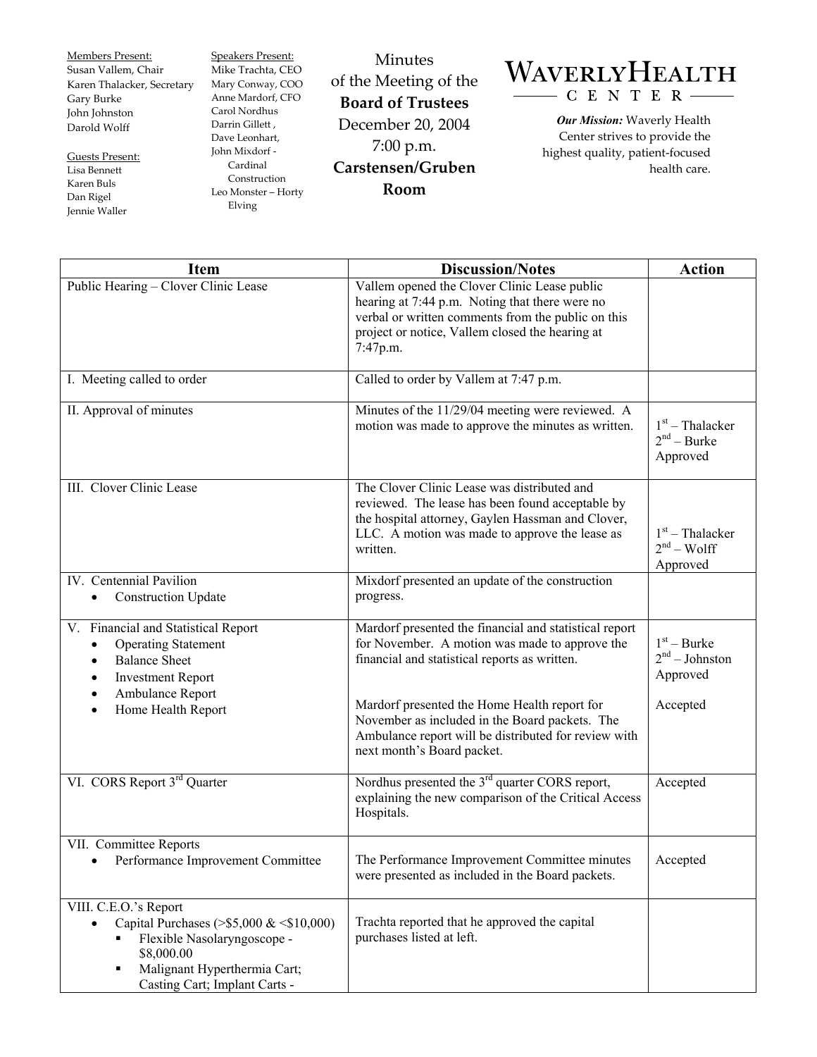Members Present:
Susan Vallem, Chair
Karen Thalacker, Secretary
Gary Burke
John Johnston
Darold Wolff

Guests Present:
Lisa Bennett
Karen Buls
Dan Rigel
Jennie Waller

Speakers Present:
Mike Trachta, CEO
Mary Conway, COO
Anne Mardorf, CFO
Carol Nordhus
Darrin Gillett ,
Dave Leonhart,
John Mixdorf - Cardinal Construction
Leo Monster – Horty Elving

# Minutes of the Meeting of the **Board of Trustees**
December 20, 2004
7:00 p.m.
**Carstensen/Gruben Room**

**WAVERLY HEALTH CENTER**

***Our Mission:*** Waverly Health Center strives to provide the highest quality, patient-focused health care.

| Item | Discussion/Notes | Action |
|---|---|---|
| Public Hearing – Clover Clinic Lease | Vallem opened the Clover Clinic Lease public hearing at 7:44 p.m. Noting that there were no verbal or written comments from the public on this project or notice, Vallem closed the hearing at 7:47p.m. | |
| I. Meeting called to order | Called to order by Vallem at 7:47 p.m. | |
| II. Approval of minutes | Minutes of the 11/29/04 meeting were reviewed. A motion was made to approve the minutes as written. | 1st – Thalacker<br>2nd – Burke<br>Approved |
| III. Clover Clinic Lease | The Clover Clinic Lease was distributed and reviewed. The lease has been found acceptable by the hospital attorney, Gaylen Hassman and Clover, LLC. A motion was made to approve the lease as written. | 1st – Thalacker<br>2nd – Wolff<br>Approved |
| IV. Centennial Pavilion<br>• Construction Update | Mixdorf presented an update of the construction progress. | |
| V. Financial and Statistical Report<br>• Operating Statement<br>• Balance Sheet<br>• Investment Report<br>• Ambulance Report<br>• Home Health Report | Mardorf presented the financial and statistical report for November. A motion was made to approve the financial and statistical reports as written.<br><br>Mardorf presented the Home Health report for November as included in the Board packets. The Ambulance report will be distributed for review with next month's Board packet. | 1st – Burke<br>2nd – Johnston<br>Approved<br><br>Accepted |
| VI. CORS Report 3rd Quarter | Nordhus presented the 3rd quarter CORS report, explaining the new comparison of the Critical Access Hospitals. | Accepted |
| VII. Committee Reports<br>• Performance Improvement Committee | The Performance Improvement Committee minutes were presented as included in the Board packets. | Accepted |
| VIII. C.E.O.'s Report<br>• Capital Purchases (>$5,000 & <$10,000)<br>&nbsp;&nbsp;▪ Flexible Nasolaryngoscope - $8,000.00<br>&nbsp;&nbsp;▪ Malignant Hyperthermia Cart; Casting Cart; Implant Carts - | Trachta reported that he approved the capital purchases listed at left. | |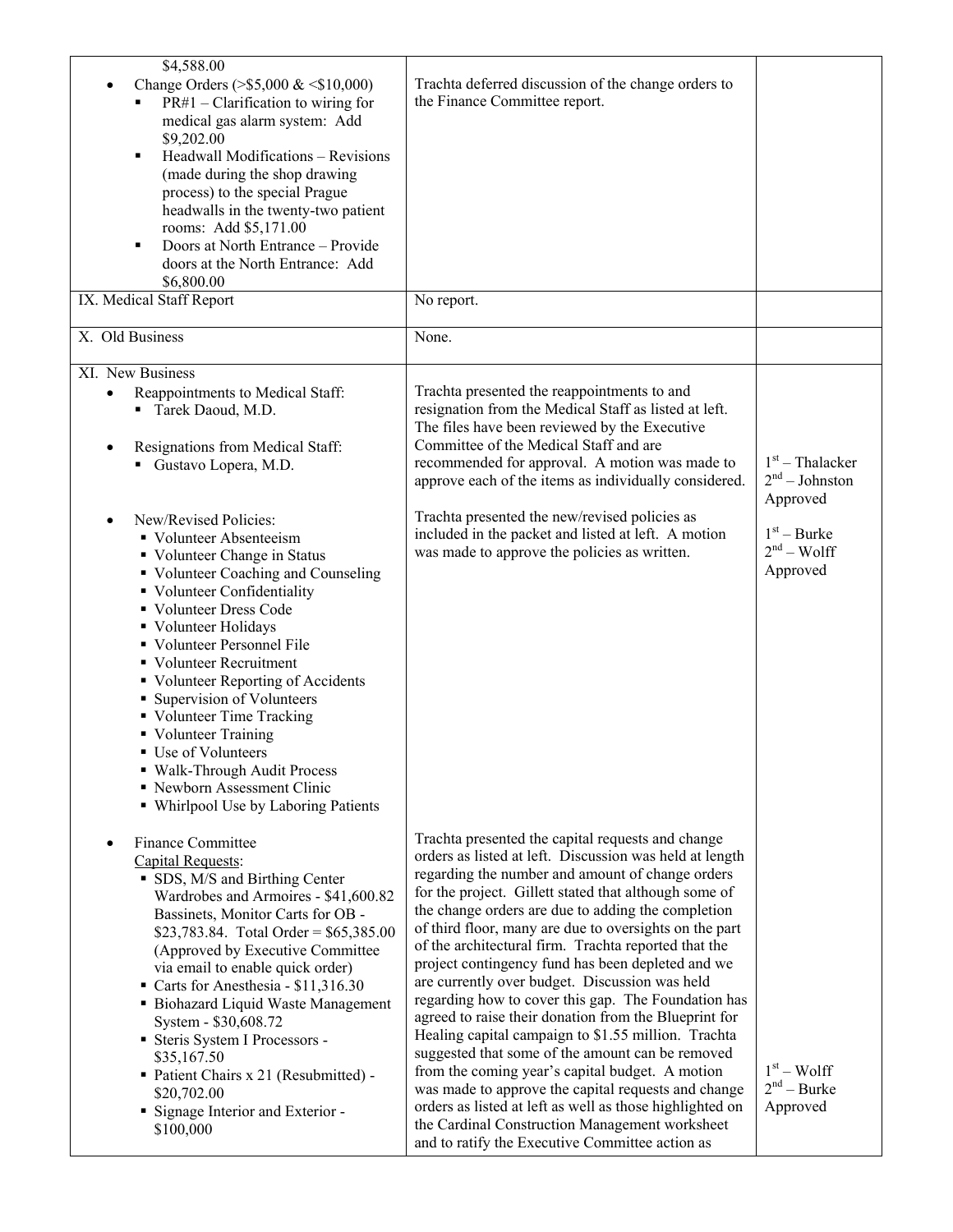| | | |
|---|---|---|
| $4,588.00<br>• Change Orders (>$5,000 & <$10,000)<br>  ▪ PR#1 – Clarification to wiring for medical gas alarm system: Add $9,202.00<br>  ▪ Headwall Modifications – Revisions (made during the shop drawing process) to the special Prague headwalls in the twenty-two patient rooms: Add $5,171.00<br>  ▪ Doors at North Entrance – Provide doors at the North Entrance: Add $6,800.00 | Trachta deferred discussion of the change orders to the Finance Committee report. | |
| IX. Medical Staff Report | No report. | |
| X. Old Business | None. | |
| XI. New Business<br>• Reappointments to Medical Staff:<br>  ▪ Tarek Daoud, M.D.<br><br>• Resignations from Medical Staff:<br>  ▪ Gustavo Lopera, M.D. | Trachta presented the reappointments to and resignation from the Medical Staff as listed at left. The files have been reviewed by the Executive Committee of the Medical Staff and are recommended for approval. A motion was made to approve each of the items as individually considered. | 1st – Thalacker<br>2nd – Johnston<br>Approved |
| • New/Revised Policies:<br>  ▪ Volunteer Absenteeism<br>  ▪ Volunteer Change in Status<br>  ▪ Volunteer Coaching and Counseling<br>  ▪ Volunteer Confidentiality<br>  ▪ Volunteer Dress Code<br>  ▪ Volunteer Holidays<br>  ▪ Volunteer Personnel File<br>  ▪ Volunteer Recruitment<br>  ▪ Volunteer Reporting of Accidents<br>  ▪ Supervision of Volunteers<br>  ▪ Volunteer Time Tracking<br>  ▪ Volunteer Training<br>  ▪ Use of Volunteers<br>  ▪ Walk-Through Audit Process<br>  ▪ Newborn Assessment Clinic<br>  ▪ Whirlpool Use by Laboring Patients | Trachta presented the new/revised policies as included in the packet and listed at left. A motion was made to approve the policies as written. | 1st – Burke<br>2nd – Wolff<br>Approved |
| • Finance Committee<br>Capital Requests:<br>  ▪ SDS, M/S and Birthing Center Wardrobes and Armoires - $41,600.82 Bassinets, Monitor Carts for OB - $23,783.84. Total Order = $65,385.00 (Approved by Executive Committee via email to enable quick order)<br>  ▪ Carts for Anesthesia - $11,316.30<br>  ▪ Biohazard Liquid Waste Management System - $30,608.72<br>  ▪ Steris System I Processors - $35,167.50<br>  ▪ Patient Chairs x 21 (Resubmitted) - $20,702.00<br>  ▪ Signage Interior and Exterior - $100,000 | Trachta presented the capital requests and change orders as listed at left. Discussion was held at length regarding the number and amount of change orders for the project. Gillett stated that although some of the change orders are due to adding the completion of third floor, many are due to oversights on the part of the architectural firm. Trachta reported that the project contingency fund has been depleted and we are currently over budget. Discussion was held regarding how to cover this gap. The Foundation has agreed to raise their donation from the Blueprint for Healing capital campaign to $1.55 million. Trachta suggested that some of the amount can be removed from the coming year's capital budget. A motion was made to approve the capital requests and change orders as listed at left as well as those highlighted on the Cardinal Construction Management worksheet and to ratify the Executive Committee action as | 1st – Wolff<br>2nd – Burke<br>Approved |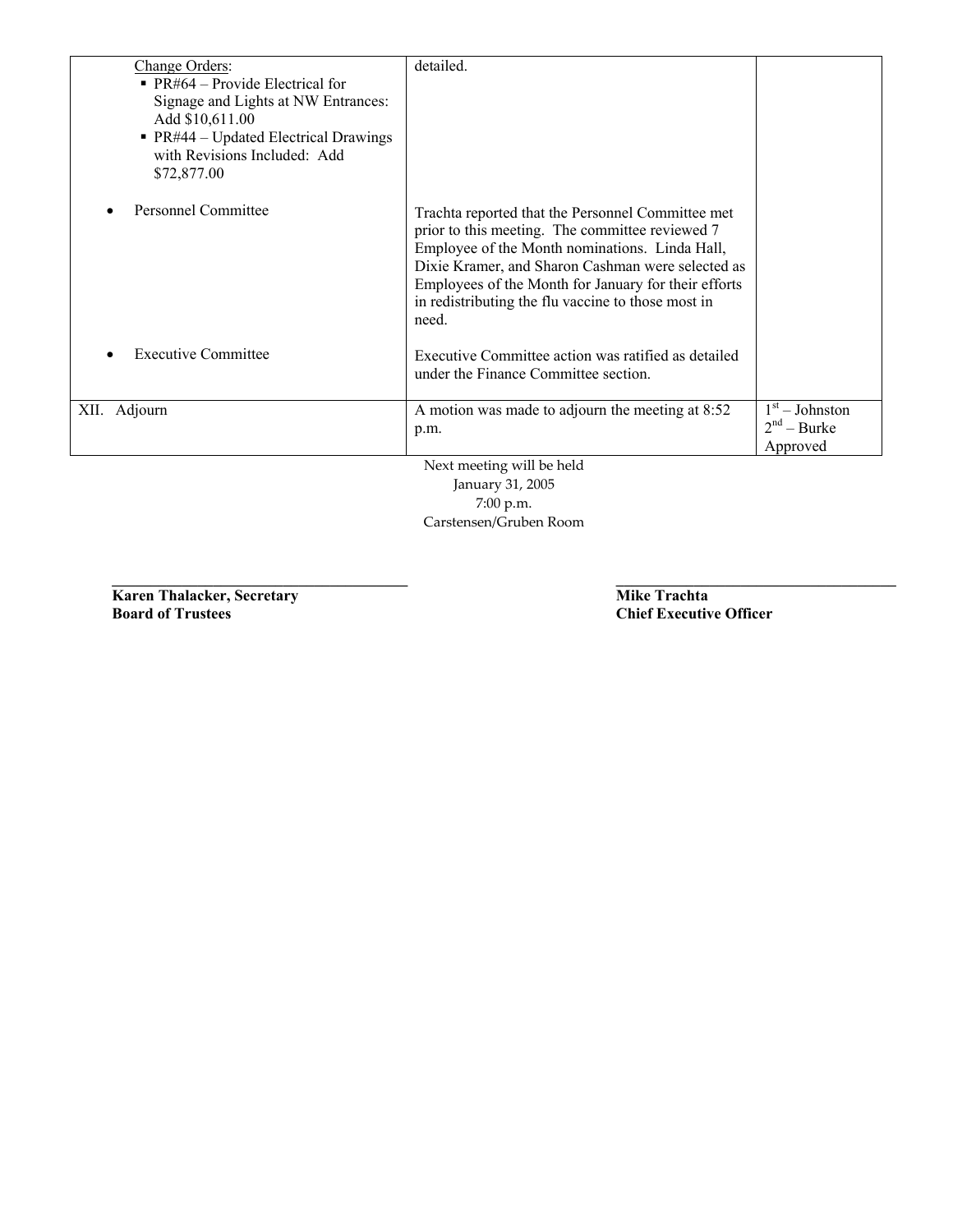| | | |
|---|---|---|
| Change Orders:<br>▪ PR#64 – Provide Electrical for Signage and Lights at NW Entrances: Add $10,611.00<br>▪ PR#44 – Updated Electrical Drawings with Revisions Included: Add $72,877.00 | detailed. | |
| • Personnel Committee | Trachta reported that the Personnel Committee met prior to this meeting. The committee reviewed 7 Employee of the Month nominations. Linda Hall, Dixie Kramer, and Sharon Cashman were selected as Employees of the Month for January for their efforts in redistributing the flu vaccine to those most in need. | |
| • Executive Committee | Executive Committee action was ratified as detailed under the Finance Committee section. | |
| XII. Adjourn | A motion was made to adjourn the meeting at 8:52 p.m. | 1st – Johnston<br>2nd – Burke<br>Approved |

Next meeting will be held
January 31, 2005
7:00 p.m.
Carstensen/Gruben Room

**Karen Thalacker, Secretary**
**Board of Trustees**

**Mike Trachta**
**Chief Executive Officer**